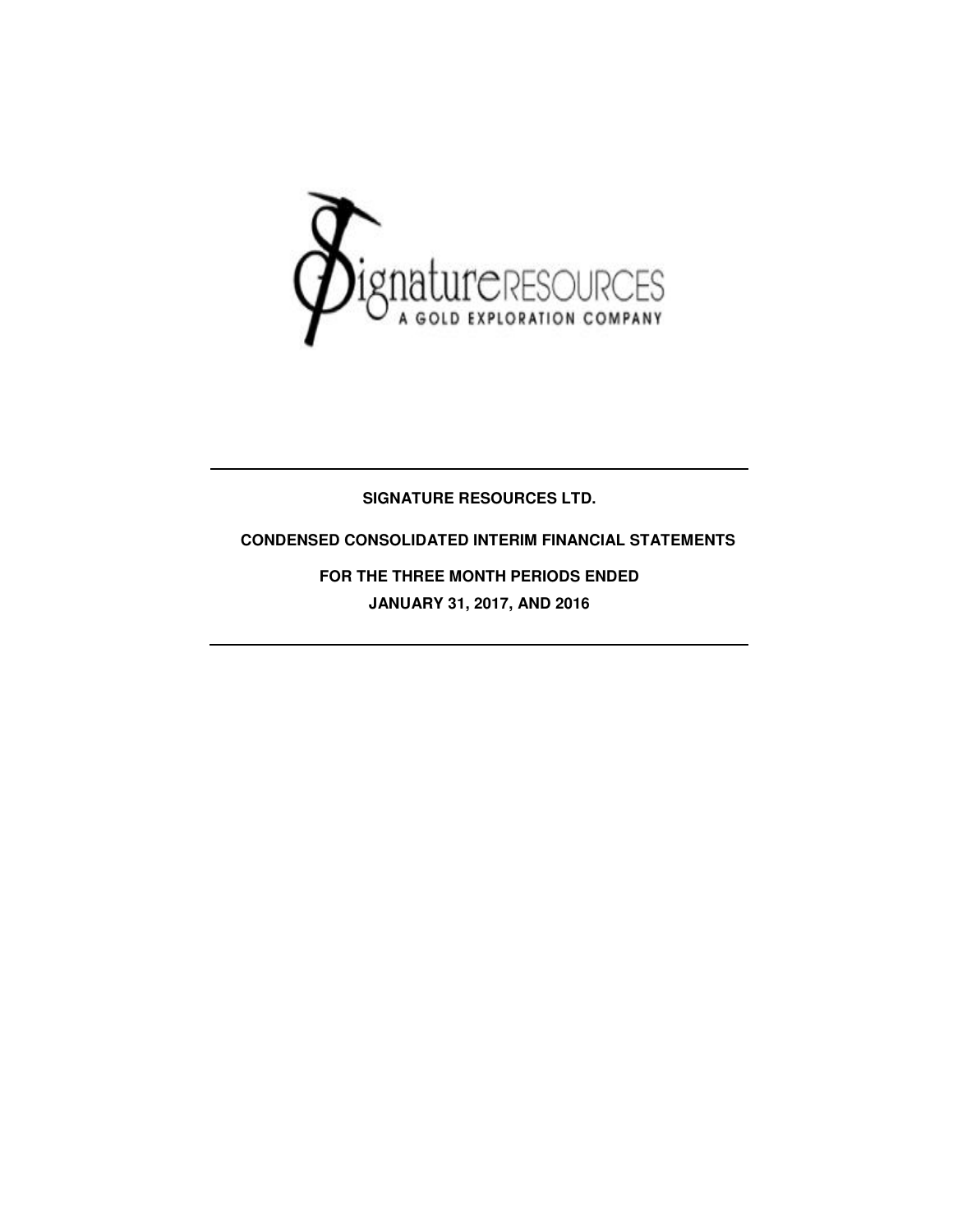**SIGNATURE RESOURCES LTD.**

**CONDENSED CONSOLIDATED INTERIM FINANCIAL STATEMENTS**

**FOR THE THREE MONTH PERIODS ENDED**

**JANUARY 31, 2017, AND 2016**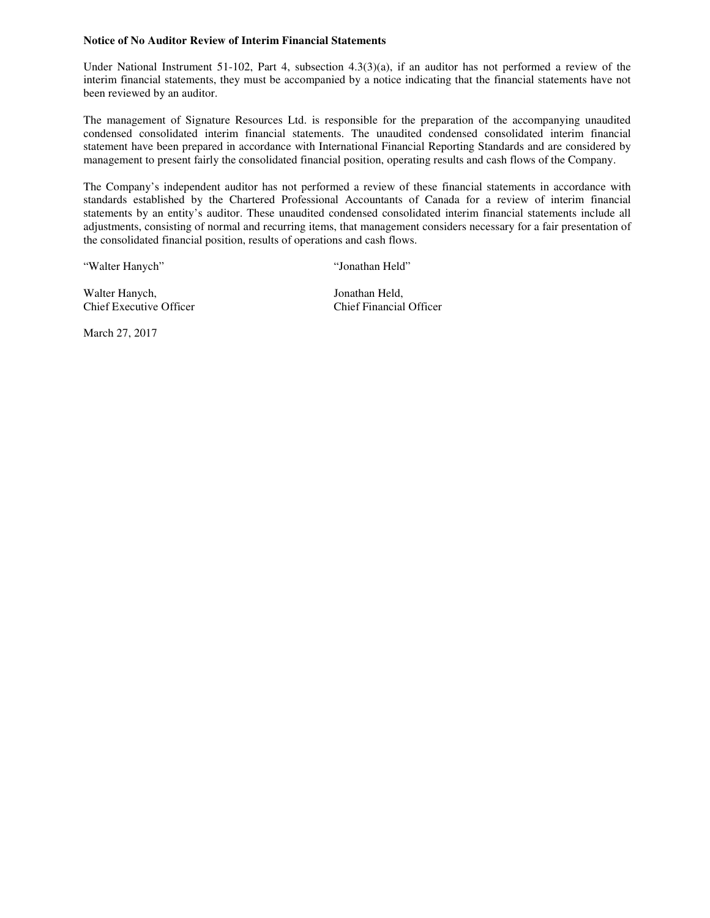**Notice of No Auditor Review of Interim Financial Statements**

Under National Instrument 51-102, Part 4, subsection 4.3(3)(a), if an auditor has not performed a review of the interim financial statements, they must be accompanied by a notice indicating that the financial statements have not been reviewed by an auditor.

The management of Signature Resources Ltd. is responsible for the preparation of the accompanying unaudited condensed consolidated interim financial statements. The unaudited condensed consolidated interim financial statement have been prepared in accordance with International Financial Reporting Standards and are considered by management to present fairly the consolidated financial position, operating results and cash flows of the Company.

The Company's independent auditor has not performed a review of these financial statements in accordance with standards established by the Chartered Professional Accountants of Canada for a review of interim financial statements by an entity's auditor. These unaudited condensed consolidated interim financial statements include all adjustments, consisting of normal and recurring items, that management considers necessary for a fair presentation of the consolidated financial position, results of operations and cash flows.

"Walter Hanych"

Walter Hanych,
Chief Executive Officer

"Jonathan Held"

Jonathan Held,
Chief Financial Officer

March 27, 2017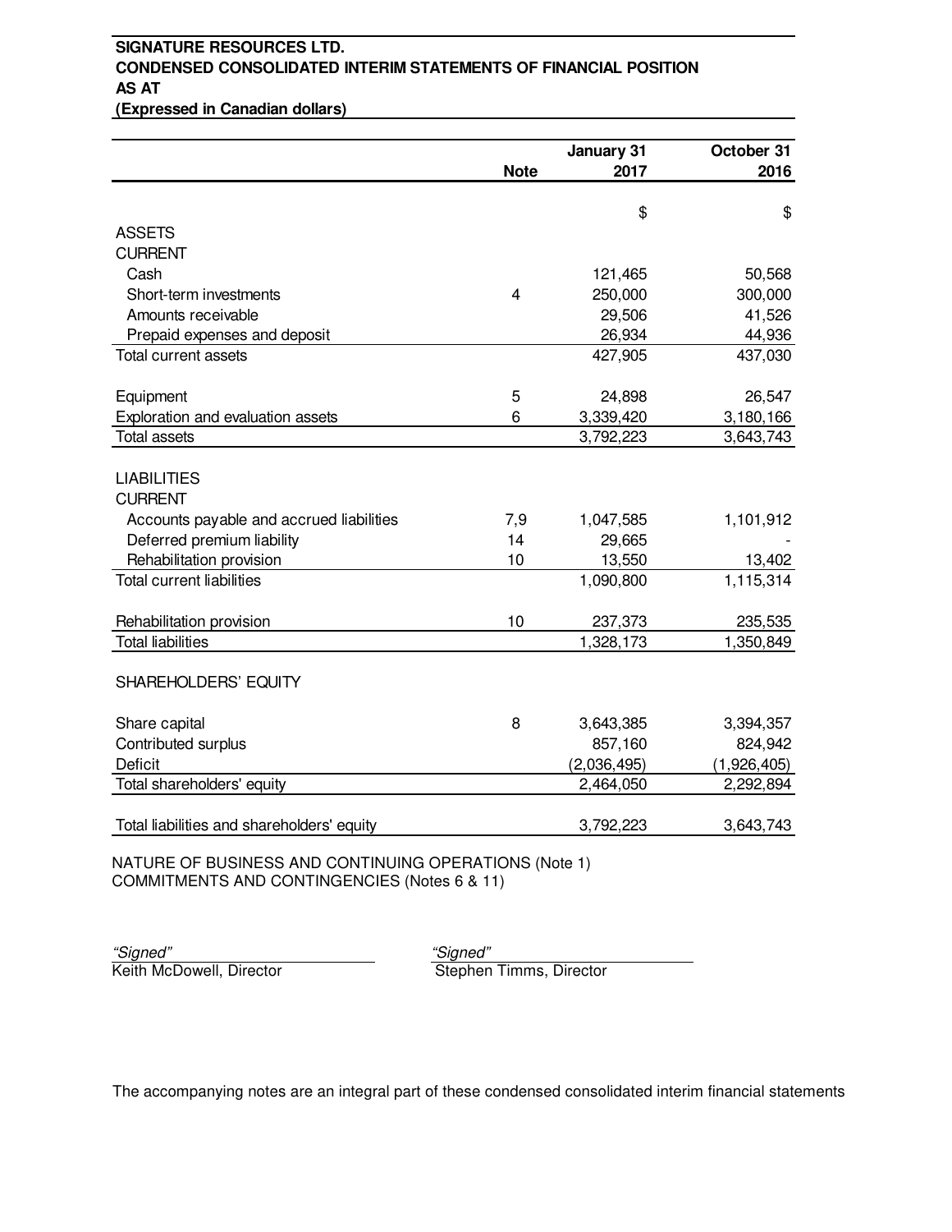**SIGNATURE RESOURCES LTD.**
**CONDENSED CONSOLIDATED INTERIM STATEMENTS OF FINANCIAL POSITION**
**AS AT**
**(Expressed in Canadian dollars)**

| | Note | January 31 2017 | October 31 2016 |
|---|---|---|---|
| | | $ | $ |
| ASSETS | | | |
| CURRENT | | | |
| Cash | | 121,465 | 50,568 |
| Short-term investments | 4 | 250,000 | 300,000 |
| Amounts receivable | | 29,506 | 41,526 |
| Prepaid expenses and deposit | | 26,934 | 44,936 |
| Total current assets | | 427,905 | 437,030 |
| | | | |
| Equipment | 5 | 24,898 | 26,547 |
| Exploration and evaluation assets | 6 | 3,339,420 | 3,180,166 |
| Total assets | | 3,792,223 | 3,643,743 |
| | | | |
| LIABILITIES | | | |
| CURRENT | | | |
| Accounts payable and accrued liabilities | 7,9 | 1,047,585 | 1,101,912 |
| Deferred premium liability | 14 | 29,665 | - |
| Rehabilitation provision | 10 | 13,550 | 13,402 |
| Total current liabilities | | 1,090,800 | 1,115,314 |
| | | | |
| Rehabilitation provision | 10 | 237,373 | 235,535 |
| Total liabilities | | 1,328,173 | 1,350,849 |
| | | | |
| SHAREHOLDERS' EQUITY | | | |
| | | | |
| Share capital | 8 | 3,643,385 | 3,394,357 |
| Contributed surplus | | 857,160 | 824,942 |
| Deficit | | (2,036,495) | (1,926,405) |
| Total shareholders' equity | | 2,464,050 | 2,292,894 |
| | | | |
| Total liabilities and shareholders' equity | | 3,792,223 | 3,643,743 |

NATURE OF BUSINESS AND CONTINUING OPERATIONS (Note 1)
COMMITMENTS AND CONTINGENCIES (Notes 6 & 11)

*"Signed"*
Keith McDowell, Director

*"Signed"*
Stephen Timms, Director

The accompanying notes are an integral part of these condensed consolidated interim financial statements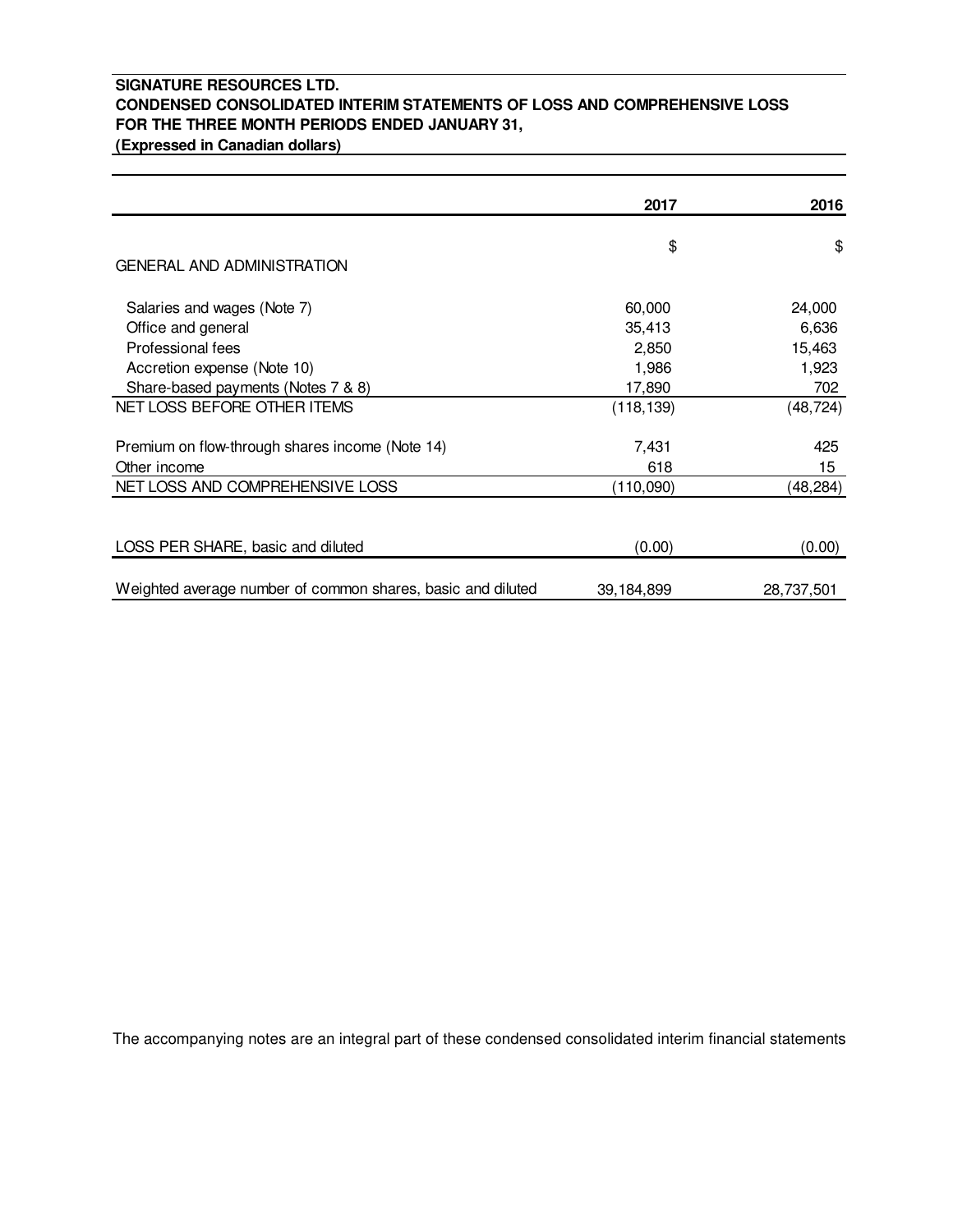**SIGNATURE RESOURCES LTD.**
**CONDENSED CONSOLIDATED INTERIM STATEMENTS OF LOSS AND COMPREHENSIVE LOSS**
**FOR THE THREE MONTH PERIODS ENDED JANUARY 31,**
**(Expressed in Canadian dollars)**

| | **2017** | **2016** |
|---|---|---|
| | $ | $ |
| GENERAL AND ADMINISTRATION | | |
| Salaries and wages (Note 7) | 60,000 | 24,000 |
| Office and general | 35,413 | 6,636 |
| Professional fees | 2,850 | 15,463 |
| Accretion expense (Note 10) | 1,986 | 1,923 |
| Share-based payments (Notes 7 & 8) | 17,890 | 702 |
| NET LOSS BEFORE OTHER ITEMS | (118,139) | (48,724) |
| Premium on flow-through shares income (Note 14) | 7,431 | 425 |
| Other income | 618 | 15 |
| NET LOSS AND COMPREHENSIVE LOSS | (110,090) | (48,284) |
| LOSS PER SHARE, basic and diluted | (0.00) | (0.00) |
| Weighted average number of common shares, basic and diluted | 39,184,899 | 28,737,501 |

The accompanying notes are an integral part of these condensed consolidated interim financial statements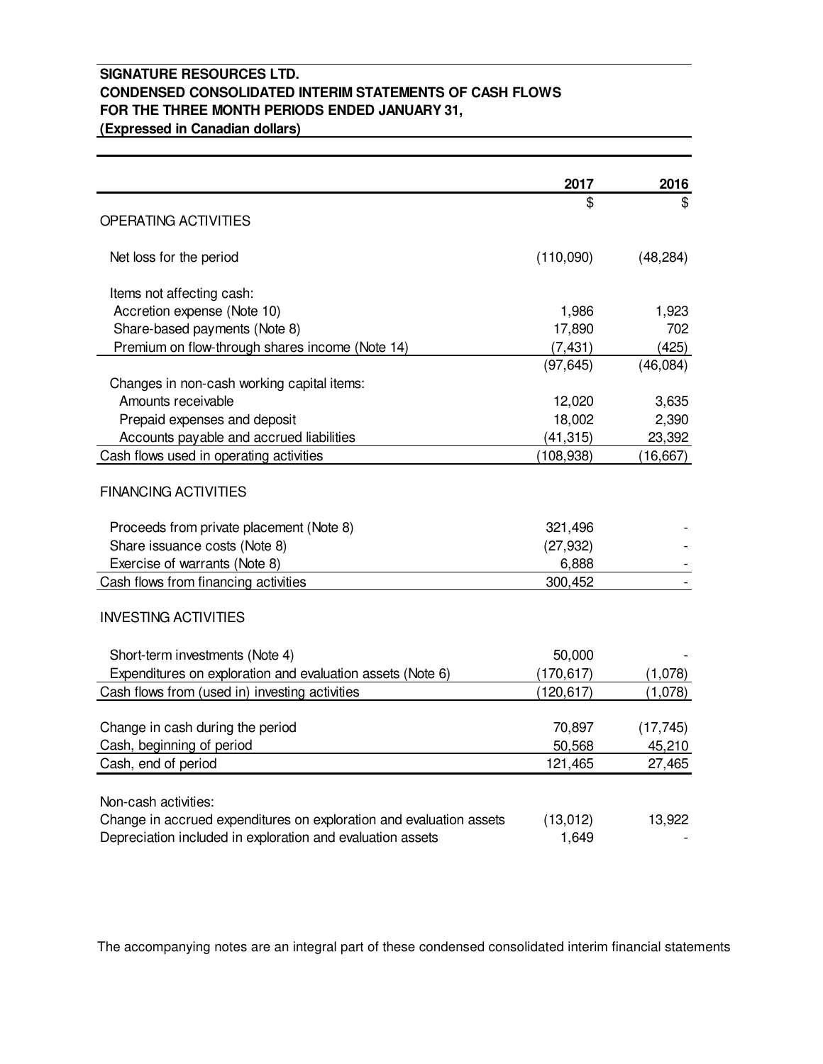**SIGNATURE RESOURCES LTD.**
**CONDENSED CONSOLIDATED INTERIM STATEMENTS OF CASH FLOWS**
**FOR THE THREE MONTH PERIODS ENDED JANUARY 31,**
**(Expressed in Canadian dollars)**

| | 2017 | 2016 |
|---|---|---|
| | $ | $ |
| OPERATING ACTIVITIES | | |
| Net loss for the period | (110,090) | (48,284) |
| Items not affecting cash: | | |
| Accretion expense (Note 10) | 1,986 | 1,923 |
| Share-based payments (Note 8) | 17,890 | 702 |
| Premium on flow-through shares income (Note 14) | (7,431) | (425) |
| | (97,645) | (46,084) |
| Changes in non-cash working capital items: | | |
| Amounts receivable | 12,020 | 3,635 |
| Prepaid expenses and deposit | 18,002 | 2,390 |
| Accounts payable and accrued liabilities | (41,315) | 23,392 |
| Cash flows used in operating activities | (108,938) | (16,667) |
| FINANCING ACTIVITIES | | |
| Proceeds from private placement (Note 8) | 321,496 | - |
| Share issuance costs (Note 8) | (27,932) | - |
| Exercise of warrants (Note 8) | 6,888 | - |
| Cash flows from financing activities | 300,452 | - |
| INVESTING ACTIVITIES | | |
| Short-term investments (Note 4) | 50,000 | - |
| Expenditures on exploration and evaluation assets (Note 6) | (170,617) | (1,078) |
| Cash flows from (used in) investing activities | (120,617) | (1,078) |
| Change in cash during the period | 70,897 | (17,745) |
| Cash, beginning of period | 50,568 | 45,210 |
| Cash, end of period | 121,465 | 27,465 |
| Non-cash activities: | | |
| Change in accrued expenditures on exploration and evaluation assets | (13,012) | 13,922 |
| Depreciation included in exploration and evaluation assets | 1,649 | - |

The accompanying notes are an integral part of these condensed consolidated interim financial statements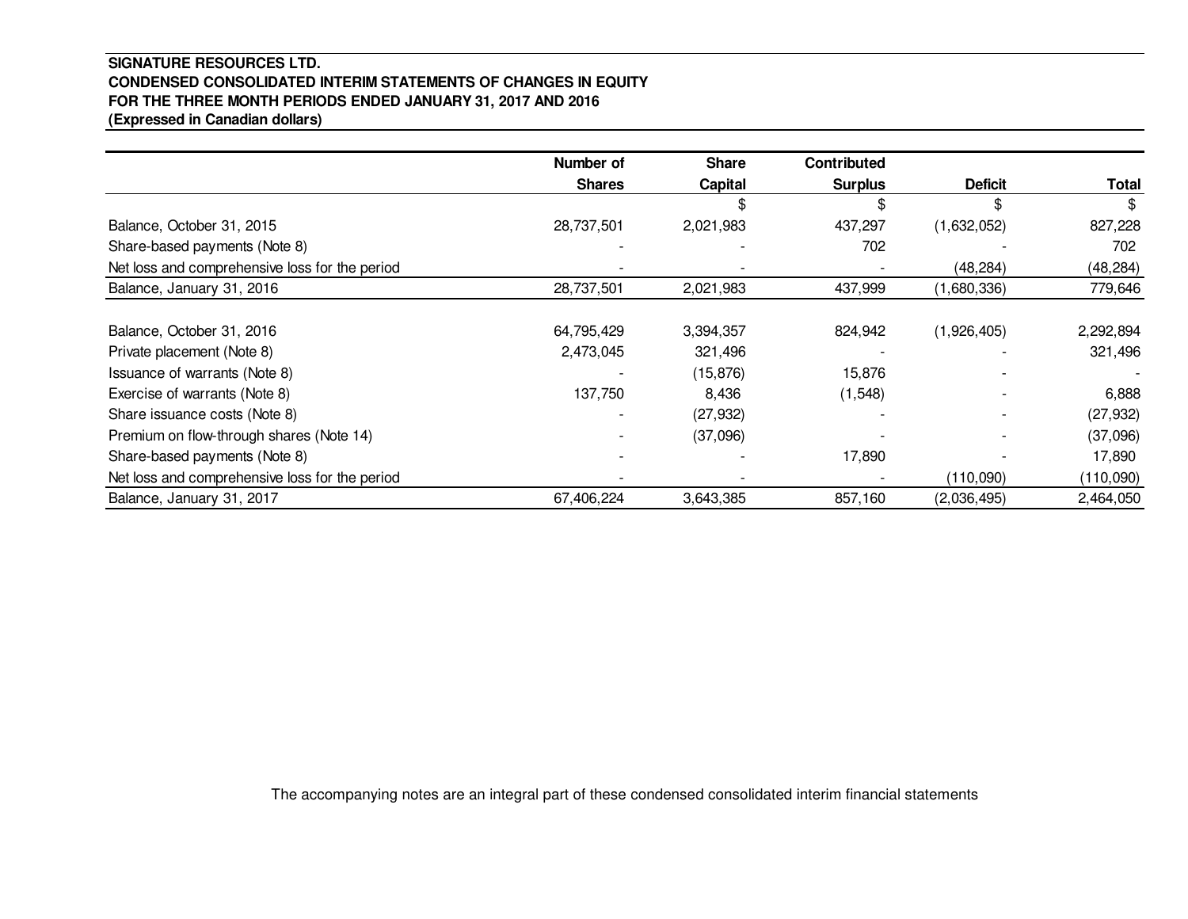**SIGNATURE RESOURCES LTD.**
**CONDENSED CONSOLIDATED INTERIM STATEMENTS OF CHANGES IN EQUITY**
**FOR THE THREE MONTH PERIODS ENDED JANUARY 31, 2017 AND 2016**
**(Expressed in Canadian dollars)**

| | Number of Shares | Share Capital | Contributed Surplus | Deficit | Total |
|---|---|---|---|---|---|
| | | $ | $ | $ | $ |
| Balance, October 31, 2015 | 28,737,501 | 2,021,983 | 437,297 | (1,632,052) | 827,228 |
| Share-based payments (Note 8) | - | - | 702 | - | 702 |
| Net loss and comprehensive loss for the period | - | - | - | (48,284) | (48,284) |
| Balance, January 31, 2016 | 28,737,501 | 2,021,983 | 437,999 | (1,680,336) | 779,646 |
| | | | | | |
| Balance, October 31, 2016 | 64,795,429 | 3,394,357 | 824,942 | (1,926,405) | 2,292,894 |
| Private placement (Note 8) | 2,473,045 | 321,496 | - | - | 321,496 |
| Issuance of warrants (Note 8) | - | (15,876) | 15,876 | - | - |
| Exercise of warrants (Note 8) | 137,750 | 8,436 | (1,548) | - | 6,888 |
| Share issuance costs (Note 8) | - | (27,932) | - | - | (27,932) |
| Premium on flow-through shares (Note 14) | - | (37,096) | - | - | (37,096) |
| Share-based payments (Note 8) | - | - | 17,890 | - | 17,890 |
| Net loss and comprehensive loss for the period | - | - | - | (110,090) | (110,090) |
| Balance, January 31, 2017 | 67,406,224 | 3,643,385 | 857,160 | (2,036,495) | 2,464,050 |

The accompanying notes are an integral part of these condensed consolidated interim financial statements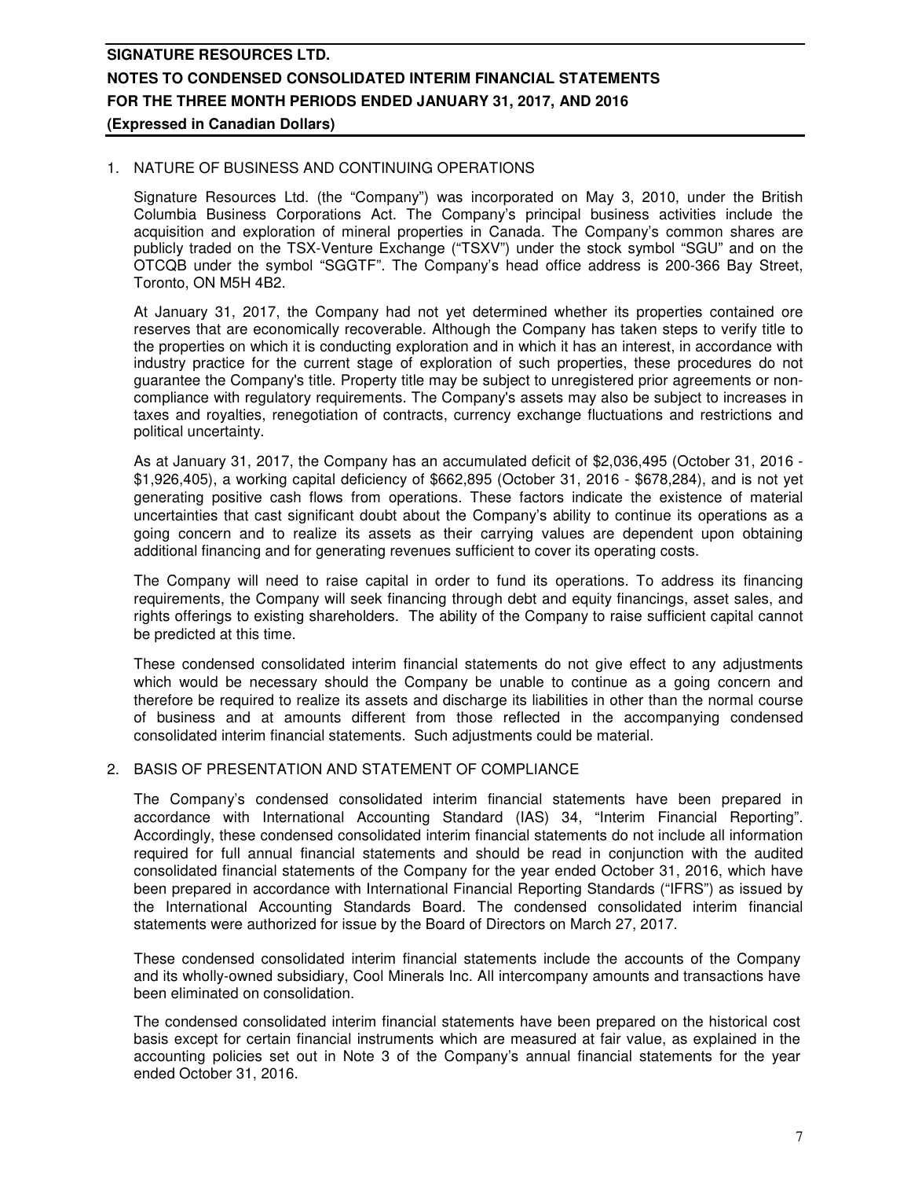## 1. NATURE OF BUSINESS AND CONTINUING OPERATIONS

Signature Resources Ltd. (the "Company") was incorporated on May 3, 2010, under the British Columbia Business Corporations Act. The Company's principal business activities include the acquisition and exploration of mineral properties in Canada. The Company's common shares are publicly traded on the TSX-Venture Exchange ("TSXV") under the stock symbol "SGU" and on the OTCQB under the symbol "SGGTF". The Company's head office address is 200-366 Bay Street, Toronto, ON M5H 4B2.

At January 31, 2017, the Company had not yet determined whether its properties contained ore reserves that are economically recoverable. Although the Company has taken steps to verify title to the properties on which it is conducting exploration and in which it has an interest, in accordance with industry practice for the current stage of exploration of such properties, these procedures do not guarantee the Company's title. Property title may be subject to unregistered prior agreements or non-compliance with regulatory requirements. The Company's assets may also be subject to increases in taxes and royalties, renegotiation of contracts, currency exchange fluctuations and restrictions and political uncertainty.

As at January 31, 2017, the Company has an accumulated deficit of $2,036,495 (October 31, 2016 - $1,926,405), a working capital deficiency of $662,895 (October 31, 2016 - $678,284), and is not yet generating positive cash flows from operations. These factors indicate the existence of material uncertainties that cast significant doubt about the Company's ability to continue its operations as a going concern and to realize its assets as their carrying values are dependent upon obtaining additional financing and for generating revenues sufficient to cover its operating costs.

The Company will need to raise capital in order to fund its operations. To address its financing requirements, the Company will seek financing through debt and equity financings, asset sales, and rights offerings to existing shareholders. The ability of the Company to raise sufficient capital cannot be predicted at this time.

These condensed consolidated interim financial statements do not give effect to any adjustments which would be necessary should the Company be unable to continue as a going concern and therefore be required to realize its assets and discharge its liabilities in other than the normal course of business and at amounts different from those reflected in the accompanying condensed consolidated interim financial statements. Such adjustments could be material.

## 2. BASIS OF PRESENTATION AND STATEMENT OF COMPLIANCE

The Company's condensed consolidated interim financial statements have been prepared in accordance with International Accounting Standard (IAS) 34, "Interim Financial Reporting". Accordingly, these condensed consolidated interim financial statements do not include all information required for full annual financial statements and should be read in conjunction with the audited consolidated financial statements of the Company for the year ended October 31, 2016, which have been prepared in accordance with International Financial Reporting Standards ("IFRS") as issued by the International Accounting Standards Board. The condensed consolidated interim financial statements were authorized for issue by the Board of Directors on March 27, 2017.

These condensed consolidated interim financial statements include the accounts of the Company and its wholly-owned subsidiary, Cool Minerals Inc. All intercompany amounts and transactions have been eliminated on consolidation.

The condensed consolidated interim financial statements have been prepared on the historical cost basis except for certain financial instruments which are measured at fair value, as explained in the accounting policies set out in Note 3 of the Company's annual financial statements for the year ended October 31, 2016.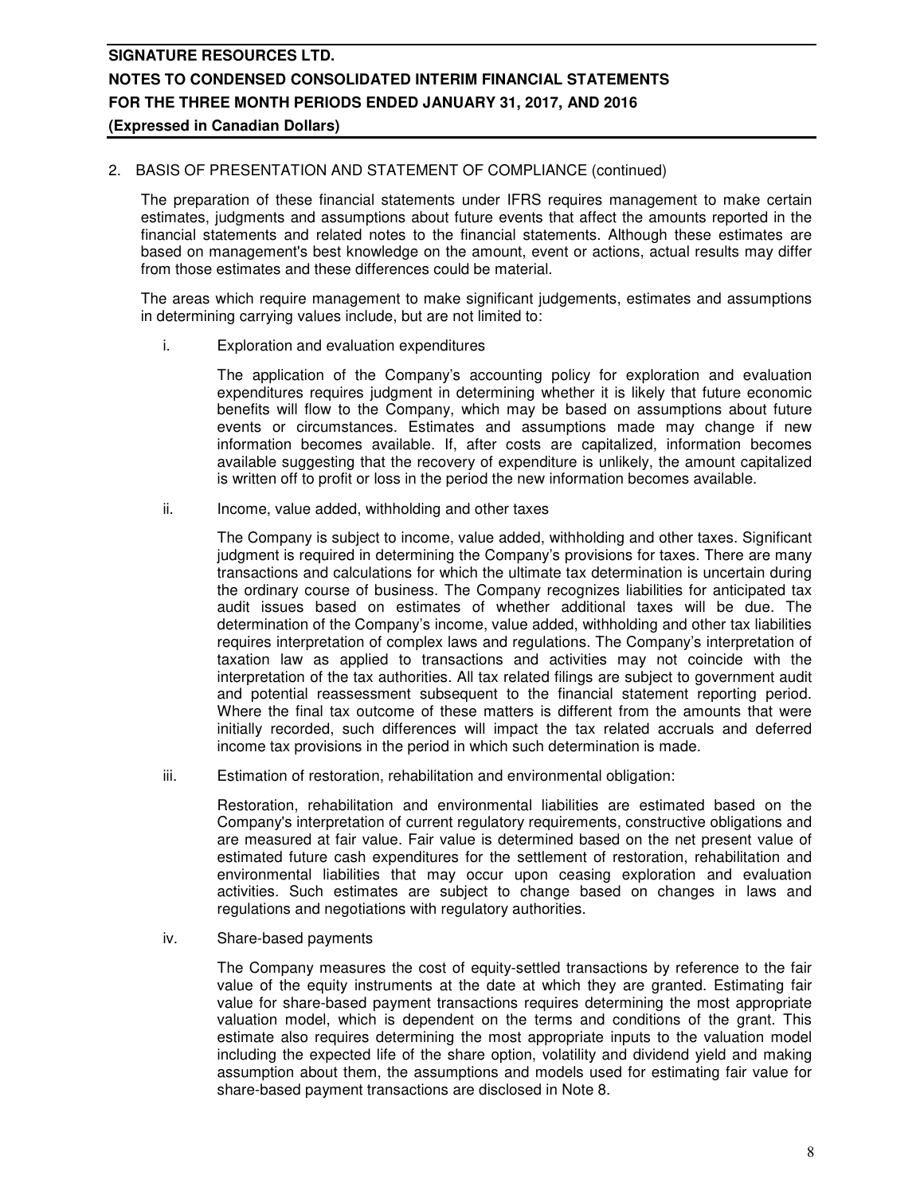## 2. BASIS OF PRESENTATION AND STATEMENT OF COMPLIANCE (continued)

The preparation of these financial statements under IFRS requires management to make certain estimates, judgments and assumptions about future events that affect the amounts reported in the financial statements and related notes to the financial statements. Although these estimates are based on management's best knowledge on the amount, event or actions, actual results may differ from those estimates and these differences could be material.

The areas which require management to make significant judgements, estimates and assumptions in determining carrying values include, but are not limited to:

i. Exploration and evaluation expenditures

The application of the Company's accounting policy for exploration and evaluation expenditures requires judgment in determining whether it is likely that future economic benefits will flow to the Company, which may be based on assumptions about future events or circumstances. Estimates and assumptions made may change if new information becomes available. If, after costs are capitalized, information becomes available suggesting that the recovery of expenditure is unlikely, the amount capitalized is written off to profit or loss in the period the new information becomes available.

ii. Income, value added, withholding and other taxes

The Company is subject to income, value added, withholding and other taxes. Significant judgment is required in determining the Company's provisions for taxes. There are many transactions and calculations for which the ultimate tax determination is uncertain during the ordinary course of business. The Company recognizes liabilities for anticipated tax audit issues based on estimates of whether additional taxes will be due. The determination of the Company's income, value added, withholding and other tax liabilities requires interpretation of complex laws and regulations. The Company's interpretation of taxation law as applied to transactions and activities may not coincide with the interpretation of the tax authorities. All tax related filings are subject to government audit and potential reassessment subsequent to the financial statement reporting period. Where the final tax outcome of these matters is different from the amounts that were initially recorded, such differences will impact the tax related accruals and deferred income tax provisions in the period in which such determination is made.

iii. Estimation of restoration, rehabilitation and environmental obligation:

Restoration, rehabilitation and environmental liabilities are estimated based on the Company's interpretation of current regulatory requirements, constructive obligations and are measured at fair value. Fair value is determined based on the net present value of estimated future cash expenditures for the settlement of restoration, rehabilitation and environmental liabilities that may occur upon ceasing exploration and evaluation activities. Such estimates are subject to change based on changes in laws and regulations and negotiations with regulatory authorities.

iv. Share-based payments

The Company measures the cost of equity-settled transactions by reference to the fair value of the equity instruments at the date at which they are granted. Estimating fair value for share-based payment transactions requires determining the most appropriate valuation model, which is dependent on the terms and conditions of the grant. This estimate also requires determining the most appropriate inputs to the valuation model including the expected life of the share option, volatility and dividend yield and making assumption about them, the assumptions and models used for estimating fair value for share-based payment transactions are disclosed in Note 8.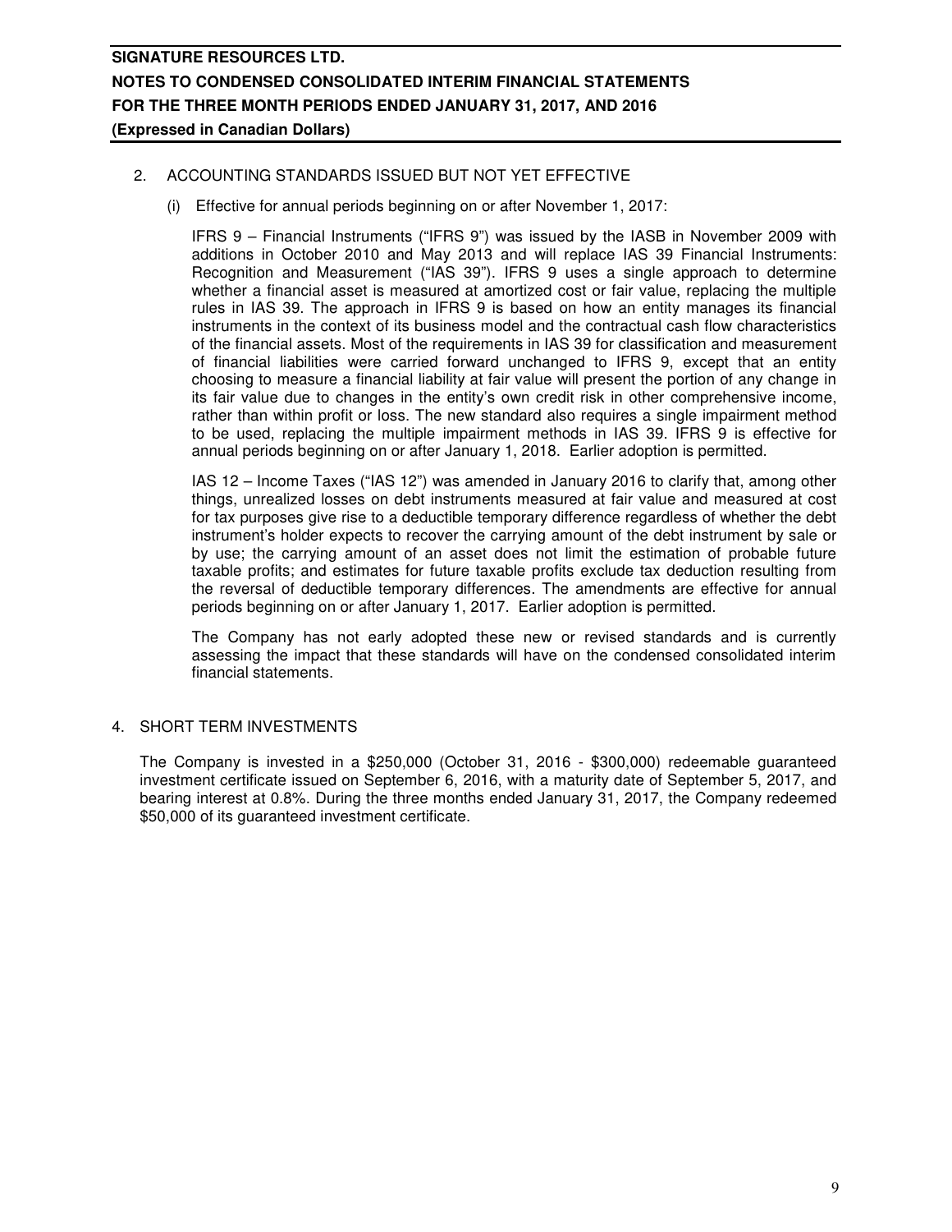## 2. ACCOUNTING STANDARDS ISSUED BUT NOT YET EFFECTIVE

(i) Effective for annual periods beginning on or after November 1, 2017:

IFRS 9 – Financial Instruments ("IFRS 9") was issued by the IASB in November 2009 with additions in October 2010 and May 2013 and will replace IAS 39 Financial Instruments: Recognition and Measurement ("IAS 39"). IFRS 9 uses a single approach to determine whether a financial asset is measured at amortized cost or fair value, replacing the multiple rules in IAS 39. The approach in IFRS 9 is based on how an entity manages its financial instruments in the context of its business model and the contractual cash flow characteristics of the financial assets. Most of the requirements in IAS 39 for classification and measurement of financial liabilities were carried forward unchanged to IFRS 9, except that an entity choosing to measure a financial liability at fair value will present the portion of any change in its fair value due to changes in the entity's own credit risk in other comprehensive income, rather than within profit or loss. The new standard also requires a single impairment method to be used, replacing the multiple impairment methods in IAS 39. IFRS 9 is effective for annual periods beginning on or after January 1, 2018. Earlier adoption is permitted.

IAS 12 – Income Taxes ("IAS 12") was amended in January 2016 to clarify that, among other things, unrealized losses on debt instruments measured at fair value and measured at cost for tax purposes give rise to a deductible temporary difference regardless of whether the debt instrument's holder expects to recover the carrying amount of the debt instrument by sale or by use; the carrying amount of an asset does not limit the estimation of probable future taxable profits; and estimates for future taxable profits exclude tax deduction resulting from the reversal of deductible temporary differences. The amendments are effective for annual periods beginning on or after January 1, 2017. Earlier adoption is permitted.

The Company has not early adopted these new or revised standards and is currently assessing the impact that these standards will have on the condensed consolidated interim financial statements.

## 4. SHORT TERM INVESTMENTS

The Company is invested in a $250,000 (October 31, 2016 - $300,000) redeemable guaranteed investment certificate issued on September 6, 2016, with a maturity date of September 5, 2017, and bearing interest at 0.8%. During the three months ended January 31, 2017, the Company redeemed $50,000 of its guaranteed investment certificate.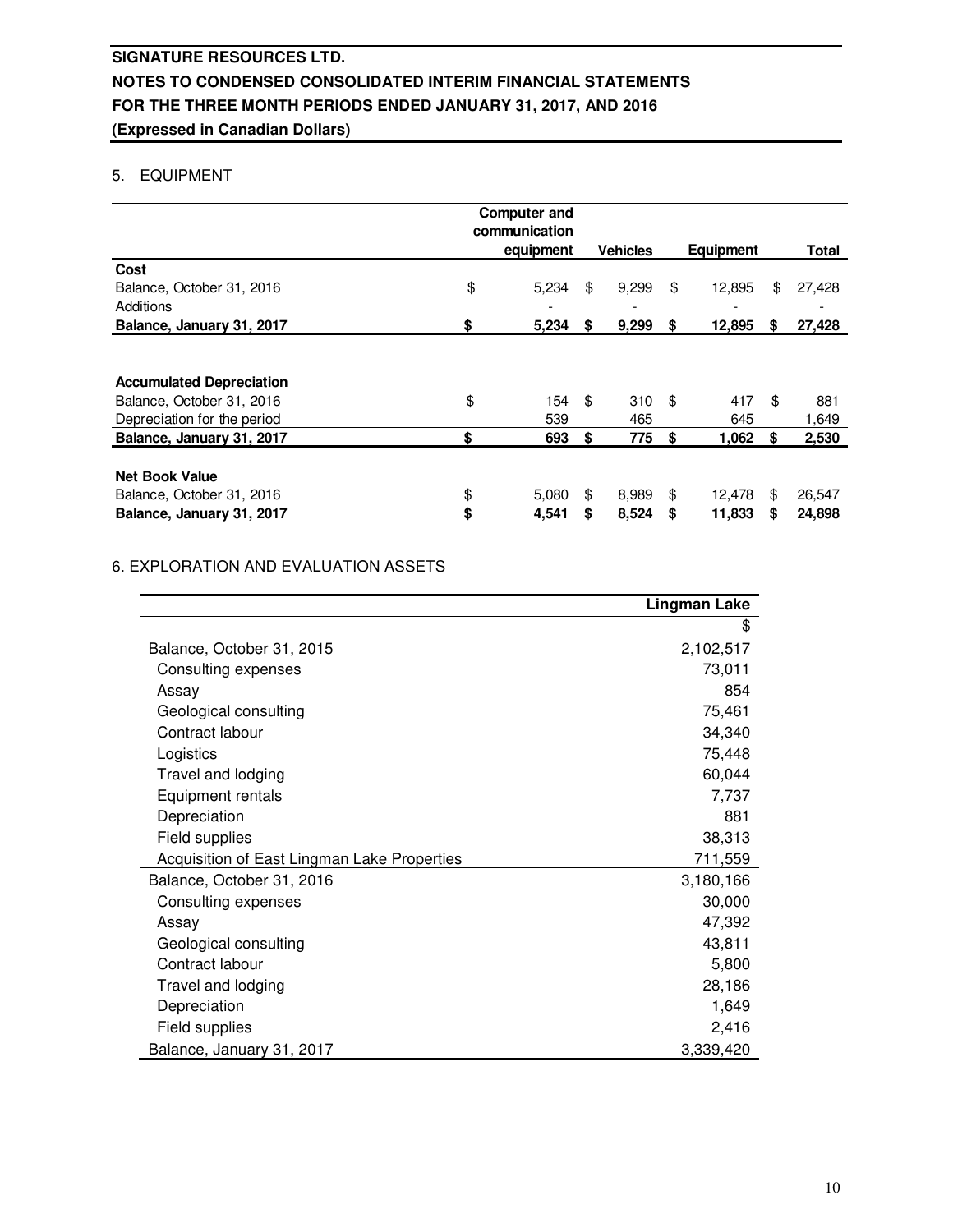**SIGNATURE RESOURCES LTD.**
**NOTES TO CONDENSED CONSOLIDATED INTERIM FINANCIAL STATEMENTS**
**FOR THE THREE MONTH PERIODS ENDED JANUARY 31, 2017, AND 2016**
**(Expressed in Canadian Dollars)**

## 5. EQUIPMENT

| | Computer and communication equipment | Vehicles | Equipment | Total |
|---|---|---|---|---|
| **Cost** | | | | |
| Balance, October 31, 2016 | $ 5,234 | $ 9,299 | $ 12,895 | $ 27,428 |
| Additions | - | - | - | - |
| **Balance, January 31, 2017** | **$ 5,234** | **$ 9,299** | **$ 12,895** | **$ 27,428** |
| | | | | |
| **Accumulated Depreciation** | | | | |
| Balance, October 31, 2016 | $ 154 | $ 310 | $ 417 | $ 881 |
| Depreciation for the period | 539 | 465 | 645 | 1,649 |
| **Balance, January 31, 2017** | **$ 693** | **$ 775** | **$ 1,062** | **$ 2,530** |
| | | | | |
| **Net Book Value** | | | | |
| Balance, October 31, 2016 | $ 5,080 | $ 8,989 | $ 12,478 | $ 26,547 |
| **Balance, January 31, 2017** | **$ 4,541** | **$ 8,524** | **$ 11,833** | **$ 24,898** |

## 6. EXPLORATION AND EVALUATION ASSETS

| | Lingman Lake |
|---|---|
| | $ |
| Balance, October 31, 2015 | 2,102,517 |
| Consulting expenses | 73,011 |
| Assay | 854 |
| Geological consulting | 75,461 |
| Contract labour | 34,340 |
| Logistics | 75,448 |
| Travel and lodging | 60,044 |
| Equipment rentals | 7,737 |
| Depreciation | 881 |
| Field supplies | 38,313 |
| Acquisition of East Lingman Lake Properties | 711,559 |
| Balance, October 31, 2016 | 3,180,166 |
| Consulting expenses | 30,000 |
| Assay | 47,392 |
| Geological consulting | 43,811 |
| Contract labour | 5,800 |
| Travel and lodging | 28,186 |
| Depreciation | 1,649 |
| Field supplies | 2,416 |
| Balance, January 31, 2017 | 3,339,420 |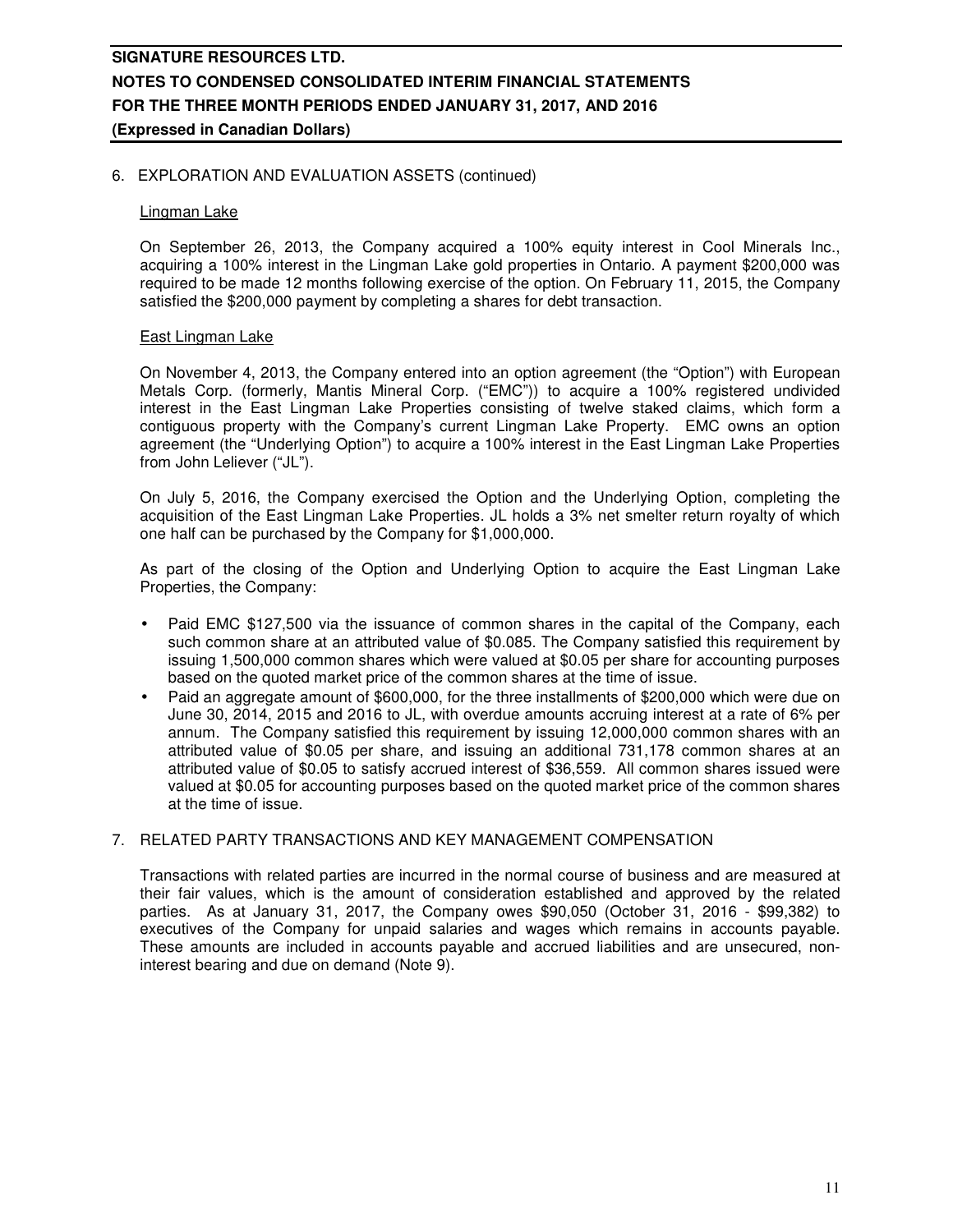## 6. EXPLORATION AND EVALUATION ASSETS (continued)

### Lingman Lake

On September 26, 2013, the Company acquired a 100% equity interest in Cool Minerals Inc., acquiring a 100% interest in the Lingman Lake gold properties in Ontario. A payment $200,000 was required to be made 12 months following exercise of the option. On February 11, 2015, the Company satisfied the $200,000 payment by completing a shares for debt transaction.

### East Lingman Lake

On November 4, 2013, the Company entered into an option agreement (the "Option") with European Metals Corp. (formerly, Mantis Mineral Corp. ("EMC")) to acquire a 100% registered undivided interest in the East Lingman Lake Properties consisting of twelve staked claims, which form a contiguous property with the Company's current Lingman Lake Property. EMC owns an option agreement (the "Underlying Option") to acquire a 100% interest in the East Lingman Lake Properties from John Leliever ("JL").

On July 5, 2016, the Company exercised the Option and the Underlying Option, completing the acquisition of the East Lingman Lake Properties. JL holds a 3% net smelter return royalty of which one half can be purchased by the Company for $1,000,000.

As part of the closing of the Option and Underlying Option to acquire the East Lingman Lake Properties, the Company:

- Paid EMC $127,500 via the issuance of common shares in the capital of the Company, each such common share at an attributed value of $0.085. The Company satisfied this requirement by issuing 1,500,000 common shares which were valued at $0.05 per share for accounting purposes based on the quoted market price of the common shares at the time of issue.
- Paid an aggregate amount of $600,000, for the three installments of $200,000 which were due on June 30, 2014, 2015 and 2016 to JL, with overdue amounts accruing interest at a rate of 6% per annum. The Company satisfied this requirement by issuing 12,000,000 common shares with an attributed value of $0.05 per share, and issuing an additional 731,178 common shares at an attributed value of $0.05 to satisfy accrued interest of $36,559. All common shares issued were valued at $0.05 for accounting purposes based on the quoted market price of the common shares at the time of issue.

## 7. RELATED PARTY TRANSACTIONS AND KEY MANAGEMENT COMPENSATION

Transactions with related parties are incurred in the normal course of business and are measured at their fair values, which is the amount of consideration established and approved by the related parties. As at January 31, 2017, the Company owes $90,050 (October 31, 2016 - $99,382) to executives of the Company for unpaid salaries and wages which remains in accounts payable. These amounts are included in accounts payable and accrued liabilities and are unsecured, non-interest bearing and due on demand (Note 9).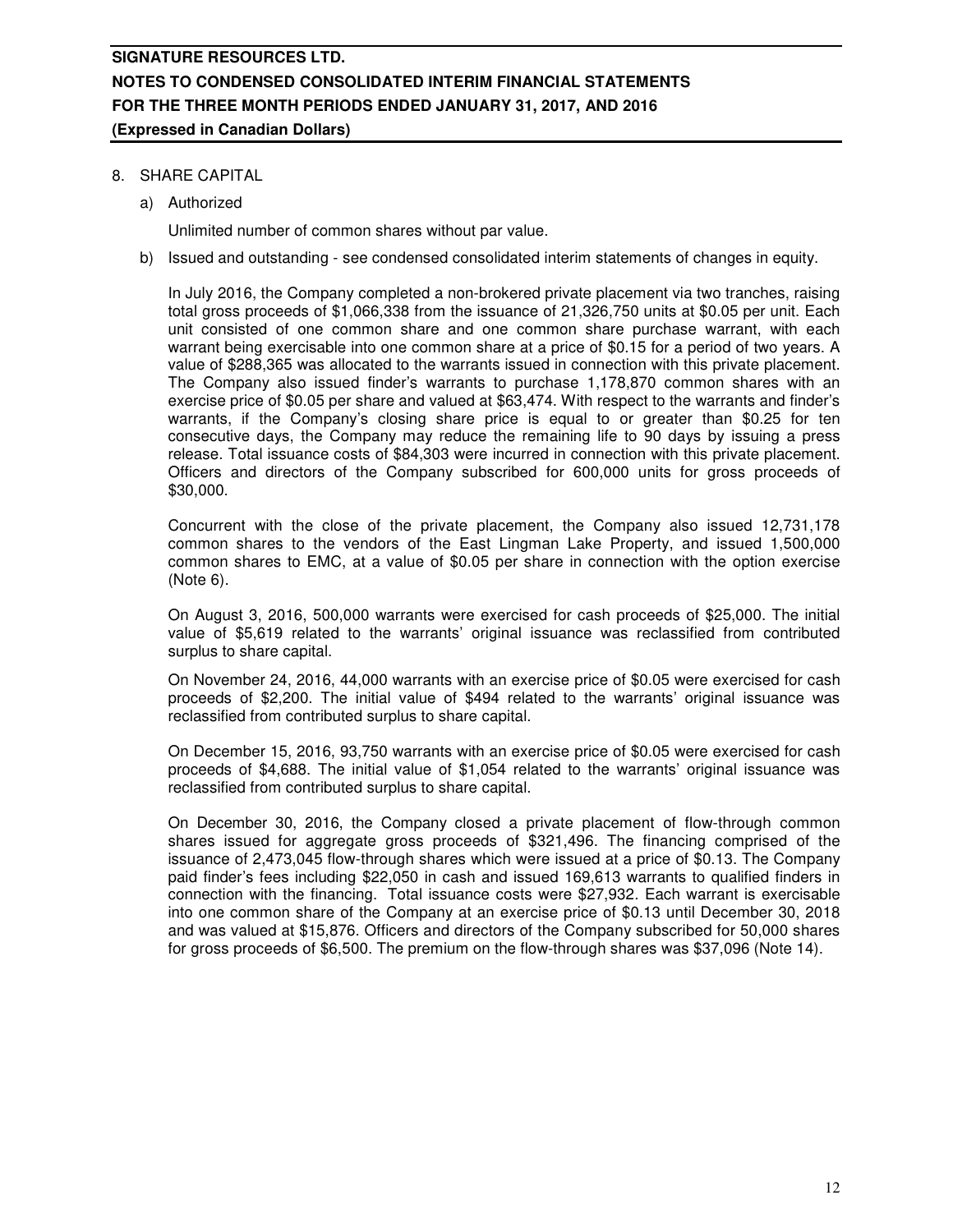8. SHARE CAPITAL

   a) Authorized

      Unlimited number of common shares without par value.

   b) Issued and outstanding - see condensed consolidated interim statements of changes in equity.

      In July 2016, the Company completed a non-brokered private placement via two tranches, raising total gross proceeds of $1,066,338 from the issuance of 21,326,750 units at $0.05 per unit. Each unit consisted of one common share and one common share purchase warrant, with each warrant being exercisable into one common share at a price of $0.15 for a period of two years. A value of $288,365 was allocated to the warrants issued in connection with this private placement. The Company also issued finder's warrants to purchase 1,178,870 common shares with an exercise price of $0.05 per share and valued at $63,474. With respect to the warrants and finder's warrants, if the Company's closing share price is equal to or greater than $0.25 for ten consecutive days, the Company may reduce the remaining life to 90 days by issuing a press release. Total issuance costs of $84,303 were incurred in connection with this private placement. Officers and directors of the Company subscribed for 600,000 units for gross proceeds of $30,000.

      Concurrent with the close of the private placement, the Company also issued 12,731,178 common shares to the vendors of the East Lingman Lake Property, and issued 1,500,000 common shares to EMC, at a value of $0.05 per share in connection with the option exercise (Note 6).

      On August 3, 2016, 500,000 warrants were exercised for cash proceeds of $25,000. The initial value of $5,619 related to the warrants' original issuance was reclassified from contributed surplus to share capital.

      On November 24, 2016, 44,000 warrants with an exercise price of $0.05 were exercised for cash proceeds of $2,200. The initial value of $494 related to the warrants' original issuance was reclassified from contributed surplus to share capital.

      On December 15, 2016, 93,750 warrants with an exercise price of $0.05 were exercised for cash proceeds of $4,688. The initial value of $1,054 related to the warrants' original issuance was reclassified from contributed surplus to share capital.

      On December 30, 2016, the Company closed a private placement of flow-through common shares issued for aggregate gross proceeds of $321,496. The financing comprised of the issuance of 2,473,045 flow-through shares which were issued at a price of $0.13. The Company paid finder's fees including $22,050 in cash and issued 169,613 warrants to qualified finders in connection with the financing. Total issuance costs were $27,932. Each warrant is exercisable into one common share of the Company at an exercise price of $0.13 until December 30, 2018 and was valued at $15,876. Officers and directors of the Company subscribed for 50,000 shares for gross proceeds of $6,500. The premium on the flow-through shares was $37,096 (Note 14).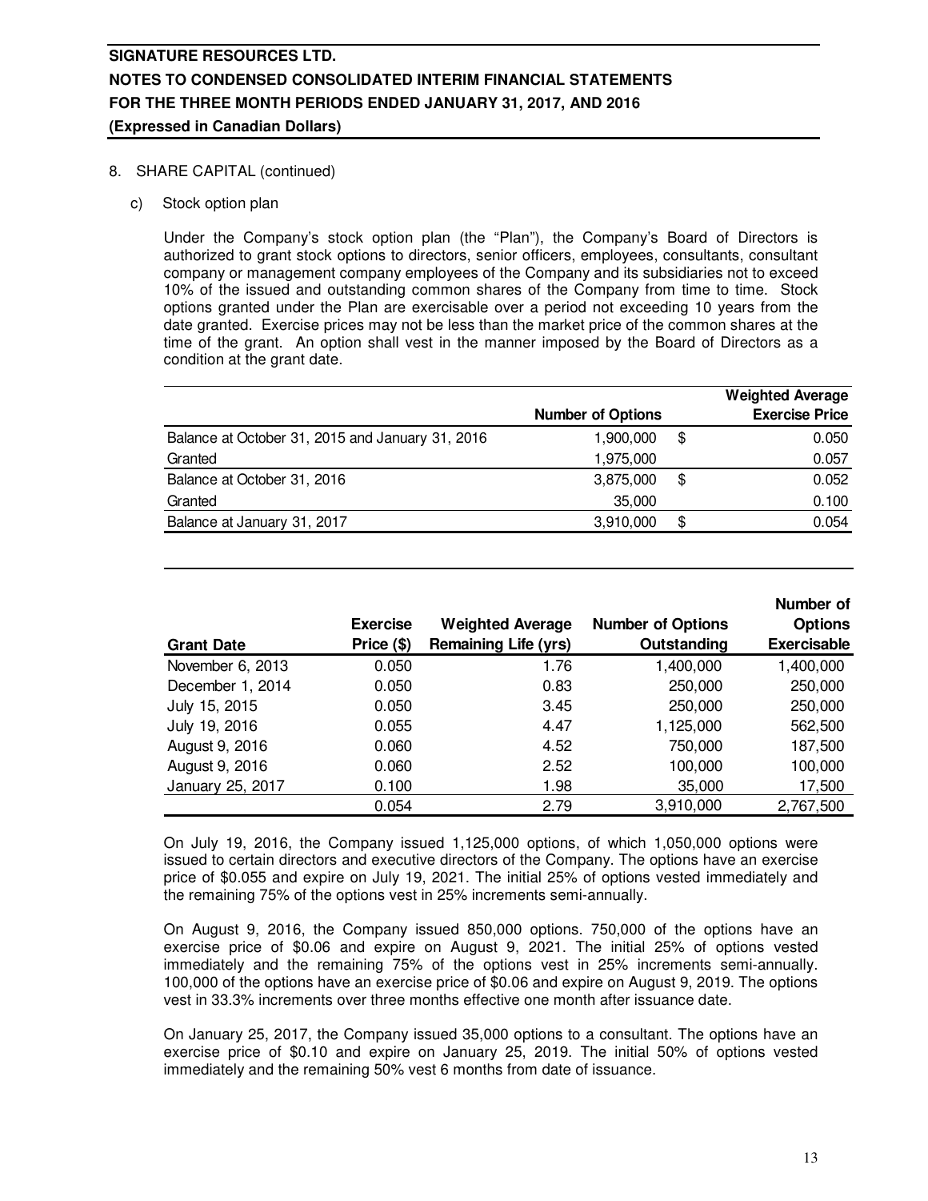8. SHARE CAPITAL (continued)

c) Stock option plan

Under the Company's stock option plan (the "Plan"), the Company's Board of Directors is authorized to grant stock options to directors, senior officers, employees, consultants, consultant company or management company employees of the Company and its subsidiaries not to exceed 10% of the issued and outstanding common shares of the Company from time to time. Stock options granted under the Plan are exercisable over a period not exceeding 10 years from the date granted. Exercise prices may not be less than the market price of the common shares at the time of the grant. An option shall vest in the manner imposed by the Board of Directors as a condition at the grant date.

| | Number of Options | | Weighted Average Exercise Price |
|---|---|---|---|
| Balance at October 31, 2015 and January 31, 2016 | 1,900,000 | $ | 0.050 |
| Granted | 1,975,000 | | 0.057 |
| Balance at October 31, 2016 | 3,875,000 | $ | 0.052 |
| Granted | 35,000 | | 0.100 |
| Balance at January 31, 2017 | 3,910,000 | $ | 0.054 |

| Grant Date | Exercise Price ($) | Weighted Average Remaining Life (yrs) | Number of Options Outstanding | Number of Options Exercisable |
|---|---|---|---|---|
| November 6, 2013 | 0.050 | 1.76 | 1,400,000 | 1,400,000 |
| December 1, 2014 | 0.050 | 0.83 | 250,000 | 250,000 |
| July 15, 2015 | 0.050 | 3.45 | 250,000 | 250,000 |
| July 19, 2016 | 0.055 | 4.47 | 1,125,000 | 562,500 |
| August 9, 2016 | 0.060 | 4.52 | 750,000 | 187,500 |
| August 9, 2016 | 0.060 | 2.52 | 100,000 | 100,000 |
| January 25, 2017 | 0.100 | 1.98 | 35,000 | 17,500 |
| | 0.054 | 2.79 | 3,910,000 | 2,767,500 |

On July 19, 2016, the Company issued 1,125,000 options, of which 1,050,000 options were issued to certain directors and executive directors of the Company. The options have an exercise price of $0.055 and expire on July 19, 2021. The initial 25% of options vested immediately and the remaining 75% of the options vest in 25% increments semi-annually.

On August 9, 2016, the Company issued 850,000 options. 750,000 of the options have an exercise price of $0.06 and expire on August 9, 2021. The initial 25% of options vested immediately and the remaining 75% of the options vest in 25% increments semi-annually. 100,000 of the options have an exercise price of $0.06 and expire on August 9, 2019. The options vest in 33.3% increments over three months effective one month after issuance date.

On January 25, 2017, the Company issued 35,000 options to a consultant. The options have an exercise price of $0.10 and expire on January 25, 2019. The initial 50% of options vested immediately and the remaining 50% vest 6 months from date of issuance.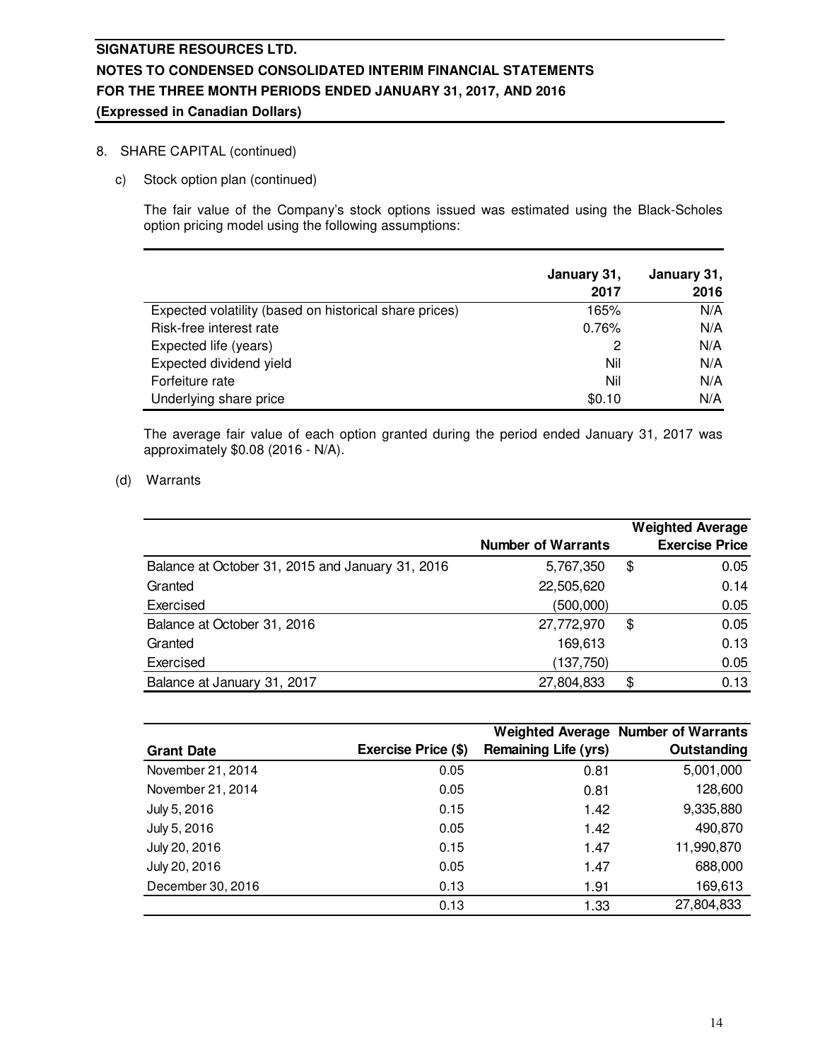8. SHARE CAPITAL (continued)

c) Stock option plan (continued)

The fair value of the Company's stock options issued was estimated using the Black-Scholes option pricing model using the following assumptions:

| | January 31, 2017 | January 31, 2016 |
|---|---|---|
| Expected volatility (based on historical share prices) | 165% | N/A |
| Risk-free interest rate | 0.76% | N/A |
| Expected life (years) | 2 | N/A |
| Expected dividend yield | Nil | N/A |
| Forfeiture rate | Nil | N/A |
| Underlying share price | $0.10 | N/A |

The average fair value of each option granted during the period ended January 31, 2017 was approximately $0.08 (2016 - N/A).

(d) Warrants

| | Number of Warrants | Weighted Average Exercise Price |
|---|---|---|
| Balance at October 31, 2015 and January 31, 2016 | 5,767,350 | $ 0.05 |
| Granted | 22,505,620 | 0.14 |
| Exercised | (500,000) | 0.05 |
| Balance at October 31, 2016 | 27,772,970 | $ 0.05 |
| Granted | 169,613 | 0.13 |
| Exercised | (137,750) | 0.05 |
| Balance at January 31, 2017 | 27,804,833 | $ 0.13 |

| Grant Date | Exercise Price ($) | Weighted Average Remaining Life (yrs) | Number of Warrants Outstanding |
|---|---|---|---|
| November 21, 2014 | 0.05 | 0.81 | 5,001,000 |
| November 21, 2014 | 0.05 | 0.81 | 128,600 |
| July 5, 2016 | 0.15 | 1.42 | 9,335,880 |
| July 5, 2016 | 0.05 | 1.42 | 490,870 |
| July 20, 2016 | 0.15 | 1.47 | 11,990,870 |
| July 20, 2016 | 0.05 | 1.47 | 688,000 |
| December 30, 2016 | 0.13 | 1.91 | 169,613 |
| | 0.13 | 1.33 | 27,804,833 |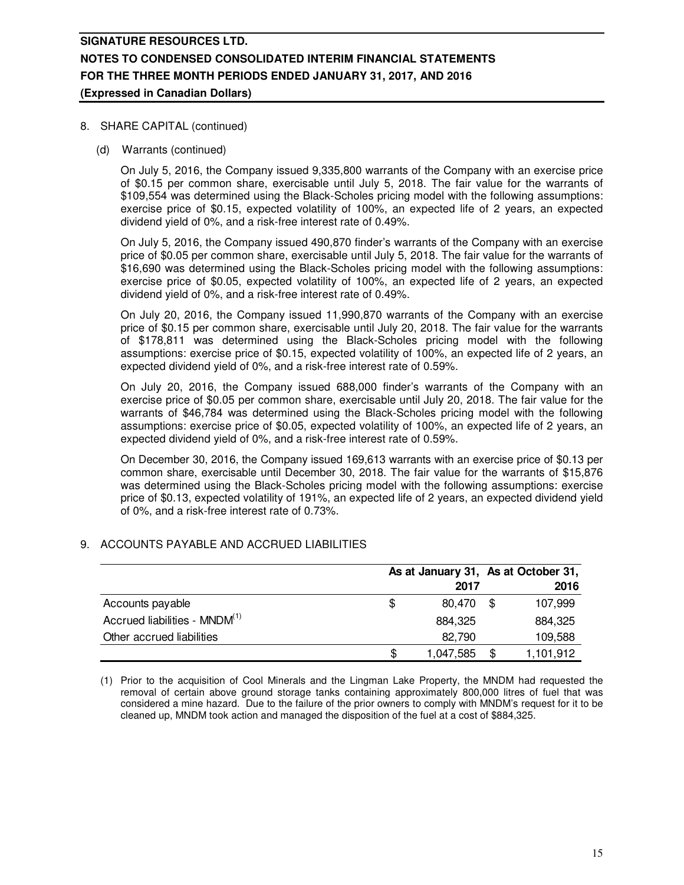## 8. SHARE CAPITAL (continued)

### (d) Warrants (continued)

On July 5, 2016, the Company issued 9,335,800 warrants of the Company with an exercise price of \$0.15 per common share, exercisable until July 5, 2018. The fair value for the warrants of \$109,554 was determined using the Black-Scholes pricing model with the following assumptions: exercise price of \$0.15, expected volatility of 100%, an expected life of 2 years, an expected dividend yield of 0%, and a risk-free interest rate of 0.49%.

On July 5, 2016, the Company issued 490,870 finder's warrants of the Company with an exercise price of \$0.05 per common share, exercisable until July 5, 2018. The fair value for the warrants of \$16,690 was determined using the Black-Scholes pricing model with the following assumptions: exercise price of \$0.05, expected volatility of 100%, an expected life of 2 years, an expected dividend yield of 0%, and a risk-free interest rate of 0.49%.

On July 20, 2016, the Company issued 11,990,870 warrants of the Company with an exercise price of \$0.15 per common share, exercisable until July 20, 2018. The fair value for the warrants of \$178,811 was determined using the Black-Scholes pricing model with the following assumptions: exercise price of \$0.15, expected volatility of 100%, an expected life of 2 years, an expected dividend yield of 0%, and a risk-free interest rate of 0.59%.

On July 20, 2016, the Company issued 688,000 finder's warrants of the Company with an exercise price of \$0.05 per common share, exercisable until July 20, 2018. The fair value for the warrants of \$46,784 was determined using the Black-Scholes pricing model with the following assumptions: exercise price of \$0.05, expected volatility of 100%, an expected life of 2 years, an expected dividend yield of 0%, and a risk-free interest rate of 0.59%.

On December 30, 2016, the Company issued 169,613 warrants with an exercise price of \$0.13 per common share, exercisable until December 30, 2018. The fair value for the warrants of \$15,876 was determined using the Black-Scholes pricing model with the following assumptions: exercise price of \$0.13, expected volatility of 191%, an expected life of 2 years, an expected dividend yield of 0%, and a risk-free interest rate of 0.73%.

## 9. ACCOUNTS PAYABLE AND ACCRUED LIABILITIES

| | As at January 31, 2017 | As at October 31, 2016 |
|---|---|---|
| Accounts payable | \$ 80,470 | \$ 107,999 |
| Accrued liabilities - MNDM[(1)] | 884,325 | 884,325 |
| Other accrued liabilities | 82,790 | 109,588 |
| | \$ 1,047,585 | \$ 1,101,912 |

(1) Prior to the acquisition of Cool Minerals and the Lingman Lake Property, the MNDM had requested the removal of certain above ground storage tanks containing approximately 800,000 litres of fuel that was considered a mine hazard. Due to the failure of the prior owners to comply with MNDM's request for it to be cleaned up, MNDM took action and managed the disposition of the fuel at a cost of \$884,325.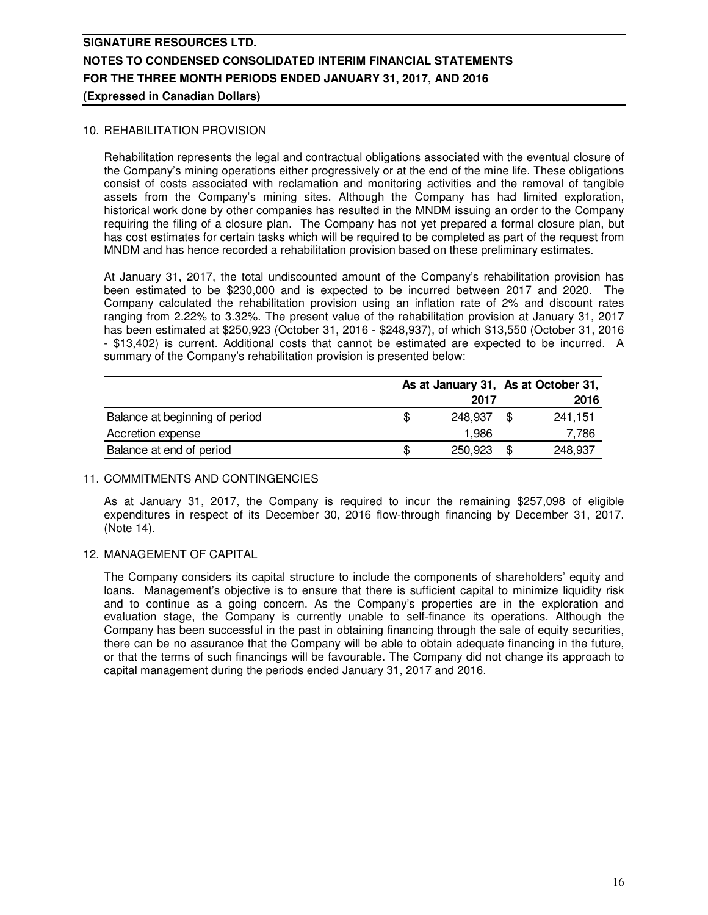## 10. REHABILITATION PROVISION

Rehabilitation represents the legal and contractual obligations associated with the eventual closure of the Company's mining operations either progressively or at the end of the mine life. These obligations consist of costs associated with reclamation and monitoring activities and the removal of tangible assets from the Company's mining sites. Although the Company has had limited exploration, historical work done by other companies has resulted in the MNDM issuing an order to the Company requiring the filing of a closure plan. The Company has not yet prepared a formal closure plan, but has cost estimates for certain tasks which will be required to be completed as part of the request from MNDM and has hence recorded a rehabilitation provision based on these preliminary estimates.

At January 31, 2017, the total undiscounted amount of the Company's rehabilitation provision has been estimated to be $230,000 and is expected to be incurred between 2017 and 2020. The Company calculated the rehabilitation provision using an inflation rate of 2% and discount rates ranging from 2.22% to 3.32%. The present value of the rehabilitation provision at January 31, 2017 has been estimated at $250,923 (October 31, 2016 - $248,937), of which $13,550 (October 31, 2016 - $13,402) is current. Additional costs that cannot be estimated are expected to be incurred. A summary of the Company's rehabilitation provision is presented below:

| | As at January 31, 2017 | As at October 31, 2016 |
|---|---|---|
| Balance at beginning of period | $ 248,937 | $ 241,151 |
| Accretion expense | 1,986 | 7,786 |
| Balance at end of period | $ 250,923 | $ 248,937 |

## 11. COMMITMENTS AND CONTINGENCIES

As at January 31, 2017, the Company is required to incur the remaining $257,098 of eligible expenditures in respect of its December 30, 2016 flow-through financing by December 31, 2017. (Note 14).

## 12. MANAGEMENT OF CAPITAL

The Company considers its capital structure to include the components of shareholders' equity and loans. Management's objective is to ensure that there is sufficient capital to minimize liquidity risk and to continue as a going concern. As the Company's properties are in the exploration and evaluation stage, the Company is currently unable to self-finance its operations. Although the Company has been successful in the past in obtaining financing through the sale of equity securities, there can be no assurance that the Company will be able to obtain adequate financing in the future, or that the terms of such financings will be favourable. The Company did not change its approach to capital management during the periods ended January 31, 2017 and 2016.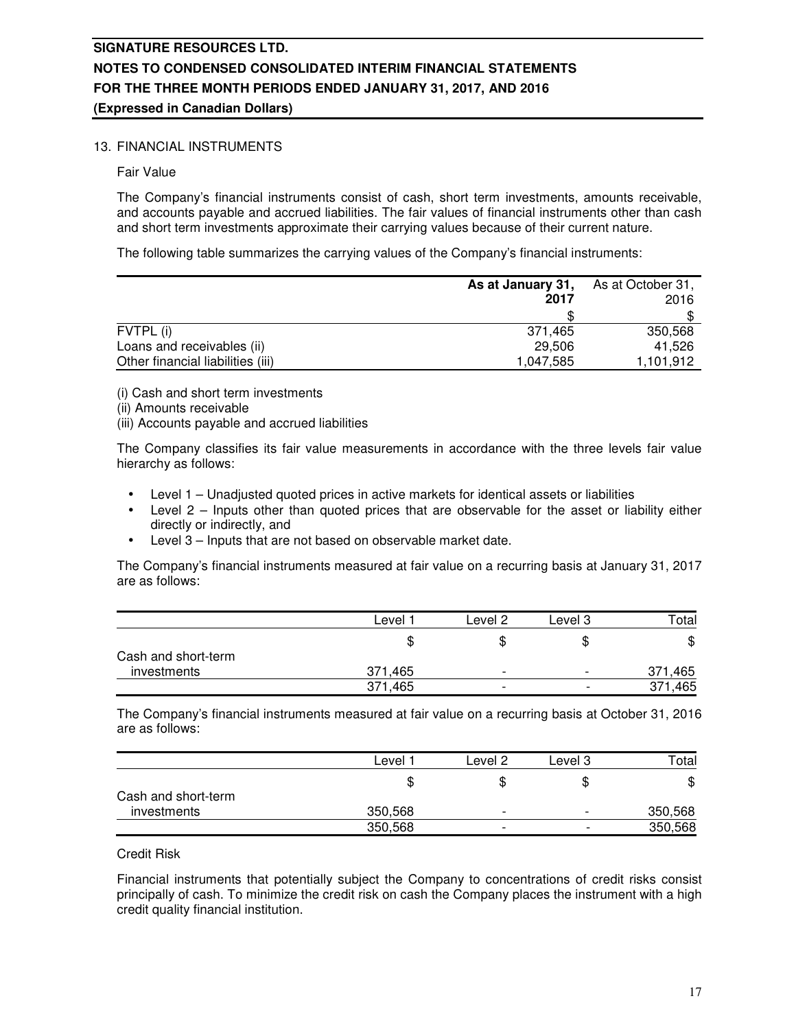SIGNATURE RESOURCES LTD.
NOTES TO CONDENSED CONSOLIDATED INTERIM FINANCIAL STATEMENTS
FOR THE THREE MONTH PERIODS ENDED JANUARY 31, 2017, AND 2016
(Expressed in Canadian Dollars)

## 13. FINANCIAL INSTRUMENTS

### Fair Value

The Company's financial instruments consist of cash, short term investments, amounts receivable, and accounts payable and accrued liabilities. The fair values of financial instruments other than cash and short term investments approximate their carrying values because of their current nature.

The following table summarizes the carrying values of the Company's financial instruments:

| | **As at January 31, 2017** | As at October 31, 2016 |
|---|---|---|
| | **$** | $ |
| FVTPL (i) | 371,465 | 350,568 |
| Loans and receivables (ii) | 29,506 | 41,526 |
| Other financial liabilities (iii) | 1,047,585 | 1,101,912 |

(i) Cash and short term investments
(ii) Amounts receivable
(iii) Accounts payable and accrued liabilities

The Company classifies its fair value measurements in accordance with the three levels fair value hierarchy as follows:

- Level 1 – Unadjusted quoted prices in active markets for identical assets or liabilities
- Level 2 – Inputs other than quoted prices that are observable for the asset or liability either directly or indirectly, and
- Level 3 – Inputs that are not based on observable market date.

The Company's financial instruments measured at fair value on a recurring basis at January 31, 2017 are as follows:

| | Level 1 | Level 2 | Level 3 | Total |
|---|---|---|---|---|
| | $ | $ | $ | $ |
| Cash and short-term investments | 371,465 | - | - | 371,465 |
| | 371,465 | - | - | 371,465 |

The Company's financial instruments measured at fair value on a recurring basis at October 31, 2016 are as follows:

| | Level 1 | Level 2 | Level 3 | Total |
|---|---|---|---|---|
| | $ | $ | $ | $ |
| Cash and short-term investments | 350,568 | - | - | 350,568 |
| | 350,568 | - | - | 350,568 |

### Credit Risk

Financial instruments that potentially subject the Company to concentrations of credit risks consist principally of cash. To minimize the credit risk on cash the Company places the instrument with a high credit quality financial institution.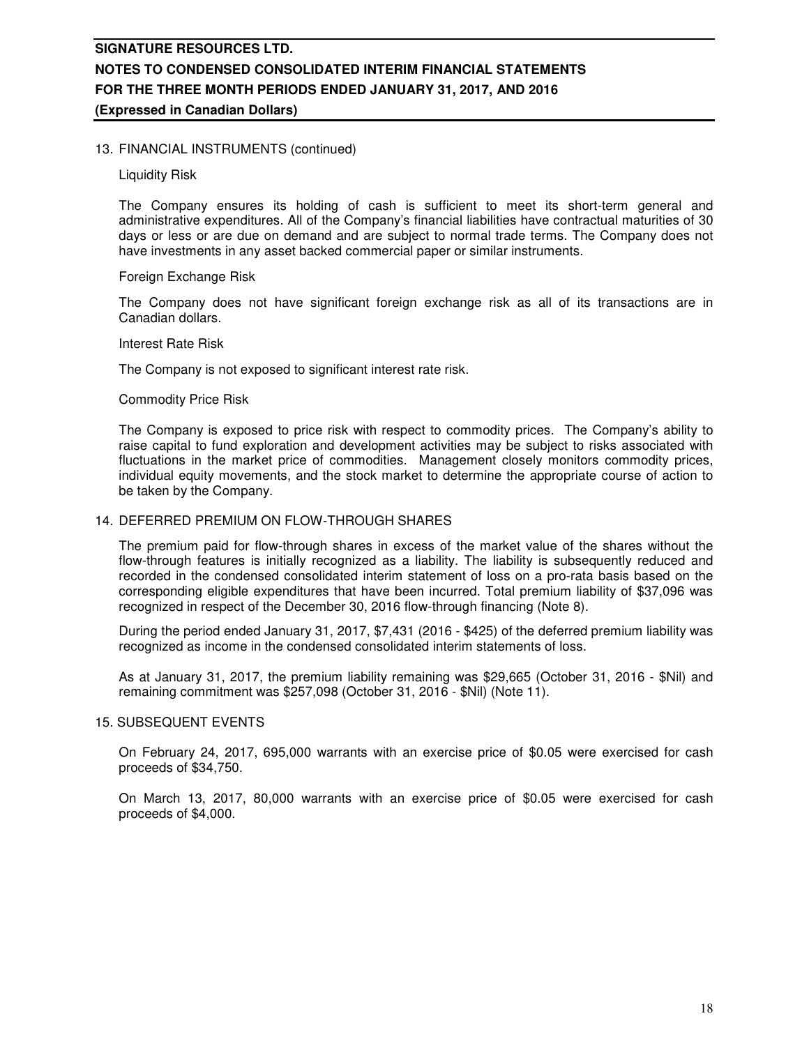## 13. FINANCIAL INSTRUMENTS (continued)

### Liquidity Risk

The Company ensures its holding of cash is sufficient to meet its short-term general and administrative expenditures. All of the Company's financial liabilities have contractual maturities of 30 days or less or are due on demand and are subject to normal trade terms. The Company does not have investments in any asset backed commercial paper or similar instruments.

### Foreign Exchange Risk

The Company does not have significant foreign exchange risk as all of its transactions are in Canadian dollars.

### Interest Rate Risk

The Company is not exposed to significant interest rate risk.

### Commodity Price Risk

The Company is exposed to price risk with respect to commodity prices. The Company's ability to raise capital to fund exploration and development activities may be subject to risks associated with fluctuations in the market price of commodities. Management closely monitors commodity prices, individual equity movements, and the stock market to determine the appropriate course of action to be taken by the Company.

## 14. DEFERRED PREMIUM ON FLOW-THROUGH SHARES

The premium paid for flow-through shares in excess of the market value of the shares without the flow-through features is initially recognized as a liability. The liability is subsequently reduced and recorded in the condensed consolidated interim statement of loss on a pro-rata basis based on the corresponding eligible expenditures that have been incurred. Total premium liability of $37,096 was recognized in respect of the December 30, 2016 flow-through financing (Note 8).

During the period ended January 31, 2017, $7,431 (2016 - $425) of the deferred premium liability was recognized as income in the condensed consolidated interim statements of loss.

As at January 31, 2017, the premium liability remaining was $29,665 (October 31, 2016 - $Nil) and remaining commitment was $257,098 (October 31, 2016 - $Nil) (Note 11).

## 15. SUBSEQUENT EVENTS

On February 24, 2017, 695,000 warrants with an exercise price of $0.05 were exercised for cash proceeds of $34,750.

On March 13, 2017, 80,000 warrants with an exercise price of $0.05 were exercised for cash proceeds of $4,000.